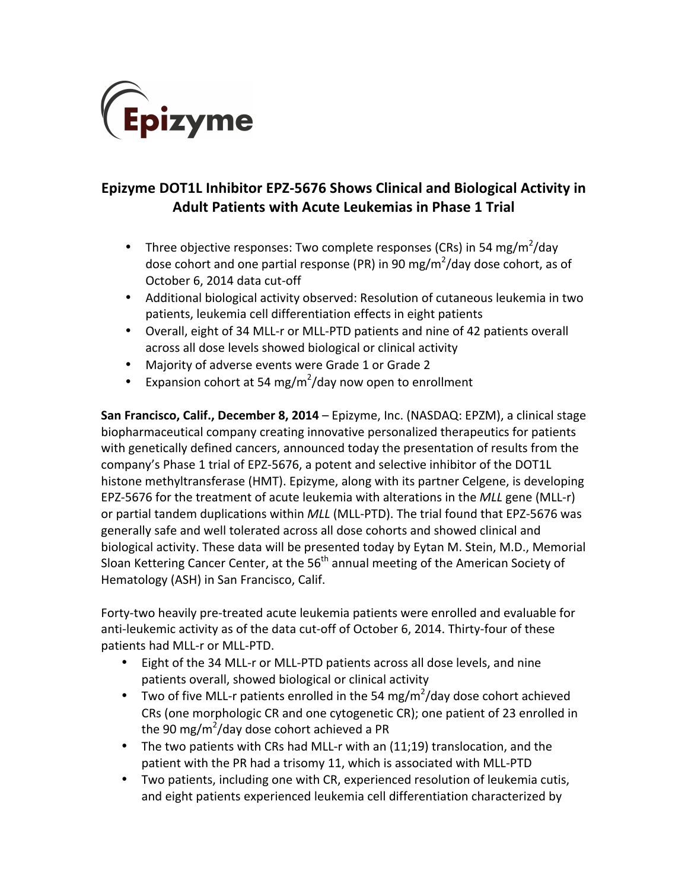Epizyme

# Epizyme DOT1L Inhibitor EPZ-5676 Shows Clinical and Biological Activity in Adult Patients with Acute Leukemias in Phase 1 Trial

- Three objective responses: Two complete responses (CRs) in 54 mg/m$^2$/day dose cohort and one partial response (PR) in 90 mg/m$^2$/day dose cohort, as of October 6, 2014 data cut-off
- Additional biological activity observed: Resolution of cutaneous leukemia in two patients, leukemia cell differentiation effects in eight patients
- Overall, eight of 34 MLL-r or MLL-PTD patients and nine of 42 patients overall across all dose levels showed biological or clinical activity
- Majority of adverse events were Grade 1 or Grade 2
- Expansion cohort at 54 mg/m$^2$/day now open to enrollment

**San Francisco, Calif., December 8, 2014** – Epizyme, Inc. (NASDAQ: EPZM), a clinical stage biopharmaceutical company creating innovative personalized therapeutics for patients with genetically defined cancers, announced today the presentation of results from the company's Phase 1 trial of EPZ-5676, a potent and selective inhibitor of the DOT1L histone methyltransferase (HMT). Epizyme, along with its partner Celgene, is developing EPZ-5676 for the treatment of acute leukemia with alterations in the *MLL* gene (MLL-r) or partial tandem duplications within *MLL* (MLL-PTD). The trial found that EPZ-5676 was generally safe and well tolerated across all dose cohorts and showed clinical and biological activity. These data will be presented today by Eytan M. Stein, M.D., Memorial Sloan Kettering Cancer Center, at the 56th annual meeting of the American Society of Hematology (ASH) in San Francisco, Calif.

Forty-two heavily pre-treated acute leukemia patients were enrolled and evaluable for anti-leukemic activity as of the data cut-off of October 6, 2014. Thirty-four of these patients had MLL-r or MLL-PTD.

- Eight of the 34 MLL-r or MLL-PTD patients across all dose levels, and nine patients overall, showed biological or clinical activity
- Two of five MLL-r patients enrolled in the 54 mg/m$^2$/day dose cohort achieved CRs (one morphologic CR and one cytogenetic CR); one patient of 23 enrolled in the 90 mg/m$^2$/day dose cohort achieved a PR
- The two patients with CRs had MLL-r with an (11;19) translocation, and the patient with the PR had a trisomy 11, which is associated with MLL-PTD
- Two patients, including one with CR, experienced resolution of leukemia cutis, and eight patients experienced leukemia cell differentiation characterized by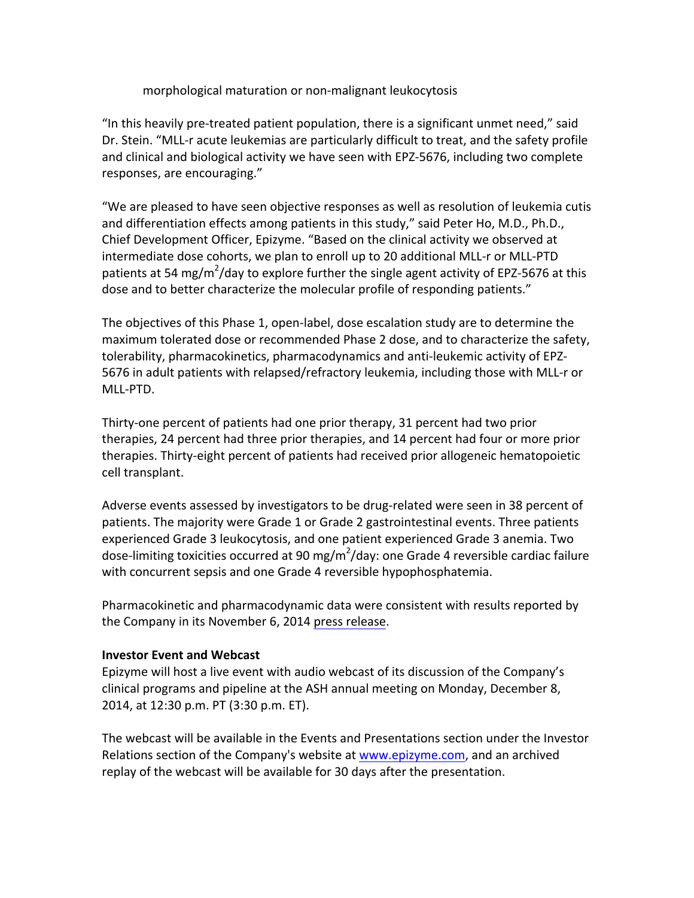morphological maturation or non-malignant leukocytosis

"In this heavily pre-treated patient population, there is a significant unmet need," said Dr. Stein. "MLL-r acute leukemias are particularly difficult to treat, and the safety profile and clinical and biological activity we have seen with EPZ-5676, including two complete responses, are encouraging."

"We are pleased to have seen objective responses as well as resolution of leukemia cutis and differentiation effects among patients in this study," said Peter Ho, M.D., Ph.D., Chief Development Officer, Epizyme. "Based on the clinical activity we observed at intermediate dose cohorts, we plan to enroll up to 20 additional MLL-r or MLL-PTD patients at 54 mg/m$^2$/day to explore further the single agent activity of EPZ-5676 at this dose and to better characterize the molecular profile of responding patients."

The objectives of this Phase 1, open-label, dose escalation study are to determine the maximum tolerated dose or recommended Phase 2 dose, and to characterize the safety, tolerability, pharmacokinetics, pharmacodynamics and anti-leukemic activity of EPZ-5676 in adult patients with relapsed/refractory leukemia, including those with MLL-r or MLL-PTD.

Thirty-one percent of patients had one prior therapy, 31 percent had two prior therapies, 24 percent had three prior therapies, and 14 percent had four or more prior therapies. Thirty-eight percent of patients had received prior allogeneic hematopoietic cell transplant.

Adverse events assessed by investigators to be drug-related were seen in 38 percent of patients. The majority were Grade 1 or Grade 2 gastrointestinal events. Three patients experienced Grade 3 leukocytosis, and one patient experienced Grade 3 anemia. Two dose-limiting toxicities occurred at 90 mg/m$^2$/day: one Grade 4 reversible cardiac failure with concurrent sepsis and one Grade 4 reversible hypophosphatemia.

Pharmacokinetic and pharmacodynamic data were consistent with results reported by the Company in its November 6, 2014 press release.

**Investor Event and Webcast**
Epizyme will host a live event with audio webcast of its discussion of the Company's clinical programs and pipeline at the ASH annual meeting on Monday, December 8, 2014, at 12:30 p.m. PT (3:30 p.m. ET).

The webcast will be available in the Events and Presentations section under the Investor Relations section of the Company's website at www.epizyme.com, and an archived replay of the webcast will be available for 30 days after the presentation.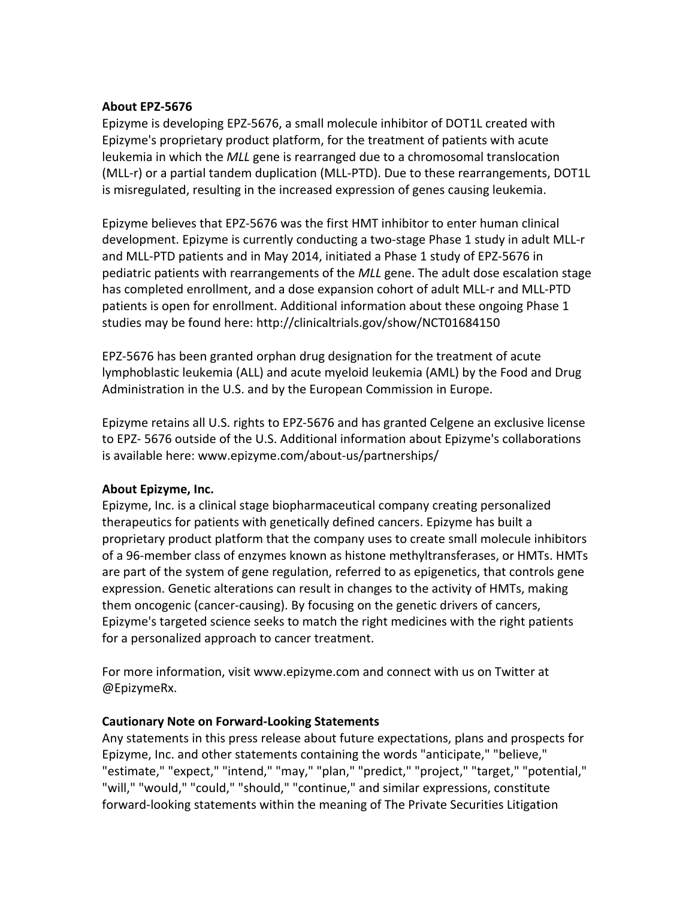**About EPZ-5676**

Epizyme is developing EPZ-5676, a small molecule inhibitor of DOT1L created with Epizyme's proprietary product platform, for the treatment of patients with acute leukemia in which the *MLL* gene is rearranged due to a chromosomal translocation (MLL-r) or a partial tandem duplication (MLL-PTD). Due to these rearrangements, DOT1L is misregulated, resulting in the increased expression of genes causing leukemia.

Epizyme believes that EPZ-5676 was the first HMT inhibitor to enter human clinical development. Epizyme is currently conducting a two-stage Phase 1 study in adult MLL-r and MLL-PTD patients and in May 2014, initiated a Phase 1 study of EPZ-5676 in pediatric patients with rearrangements of the *MLL* gene. The adult dose escalation stage has completed enrollment, and a dose expansion cohort of adult MLL-r and MLL-PTD patients is open for enrollment. Additional information about these ongoing Phase 1 studies may be found here: http://clinicaltrials.gov/show/NCT01684150

EPZ-5676 has been granted orphan drug designation for the treatment of acute lymphoblastic leukemia (ALL) and acute myeloid leukemia (AML) by the Food and Drug Administration in the U.S. and by the European Commission in Europe.

Epizyme retains all U.S. rights to EPZ-5676 and has granted Celgene an exclusive license to EPZ- 5676 outside of the U.S. Additional information about Epizyme's collaborations is available here: www.epizyme.com/about-us/partnerships/

**About Epizyme, Inc.**

Epizyme, Inc. is a clinical stage biopharmaceutical company creating personalized therapeutics for patients with genetically defined cancers. Epizyme has built a proprietary product platform that the company uses to create small molecule inhibitors of a 96-member class of enzymes known as histone methyltransferases, or HMTs. HMTs are part of the system of gene regulation, referred to as epigenetics, that controls gene expression. Genetic alterations can result in changes to the activity of HMTs, making them oncogenic (cancer-causing). By focusing on the genetic drivers of cancers, Epizyme's targeted science seeks to match the right medicines with the right patients for a personalized approach to cancer treatment.

For more information, visit www.epizyme.com and connect with us on Twitter at @EpizymeRx.

**Cautionary Note on Forward-Looking Statements**

Any statements in this press release about future expectations, plans and prospects for Epizyme, Inc. and other statements containing the words "anticipate," "believe," "estimate," "expect," "intend," "may," "plan," "predict," "project," "target," "potential," "will," "would," "could," "should," "continue," and similar expressions, constitute forward-looking statements within the meaning of The Private Securities Litigation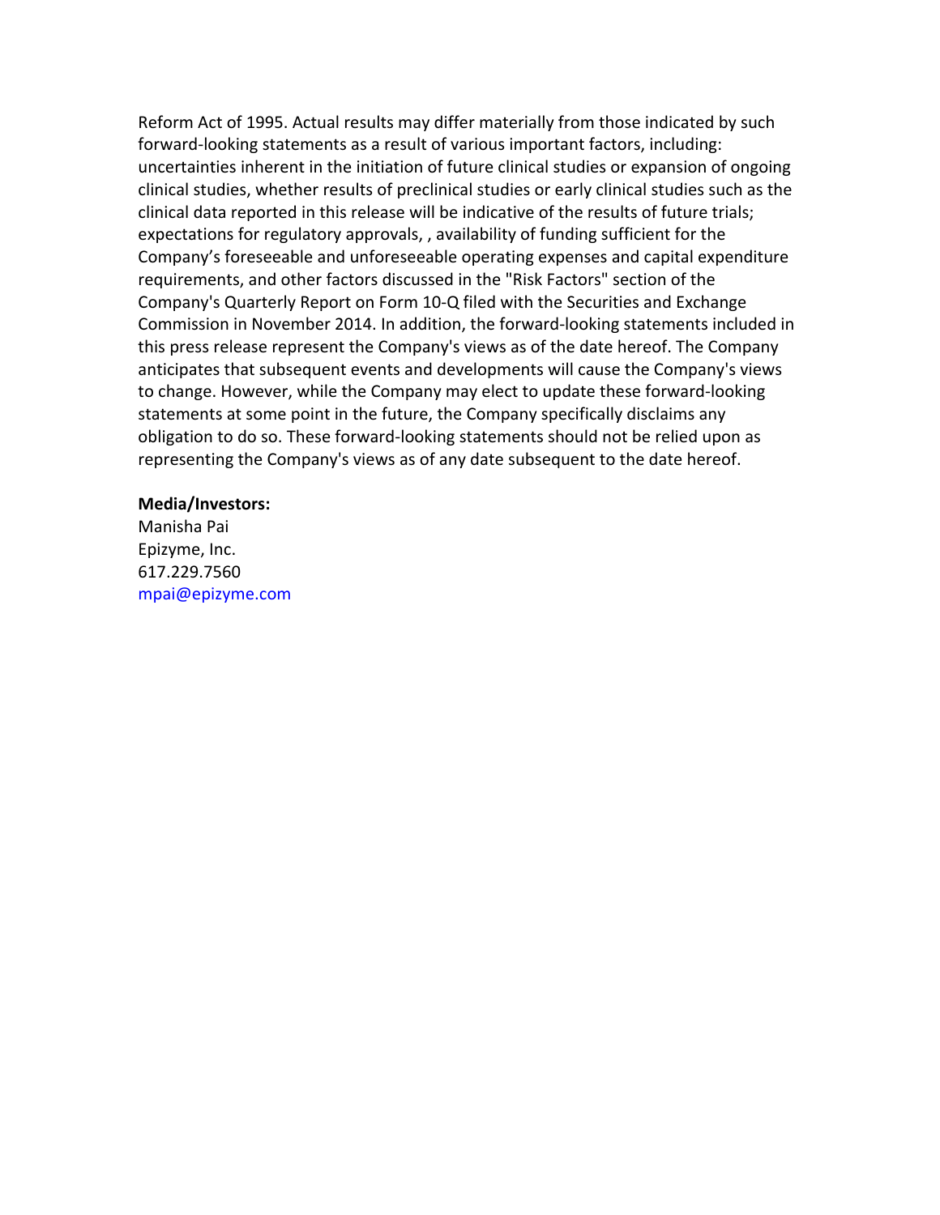Reform Act of 1995. Actual results may differ materially from those indicated by such forward-looking statements as a result of various important factors, including: uncertainties inherent in the initiation of future clinical studies or expansion of ongoing clinical studies, whether results of preclinical studies or early clinical studies such as the clinical data reported in this release will be indicative of the results of future trials; expectations for regulatory approvals, , availability of funding sufficient for the Company's foreseeable and unforeseeable operating expenses and capital expenditure requirements, and other factors discussed in the "Risk Factors" section of the Company's Quarterly Report on Form 10-Q filed with the Securities and Exchange Commission in November 2014. In addition, the forward-looking statements included in this press release represent the Company's views as of the date hereof. The Company anticipates that subsequent events and developments will cause the Company's views to change. However, while the Company may elect to update these forward-looking statements at some point in the future, the Company specifically disclaims any obligation to do so. These forward-looking statements should not be relied upon as representing the Company's views as of any date subsequent to the date hereof.

**Media/Investors:**
Manisha Pai
Epizyme, Inc.
617.229.7560
mpai@epizyme.com